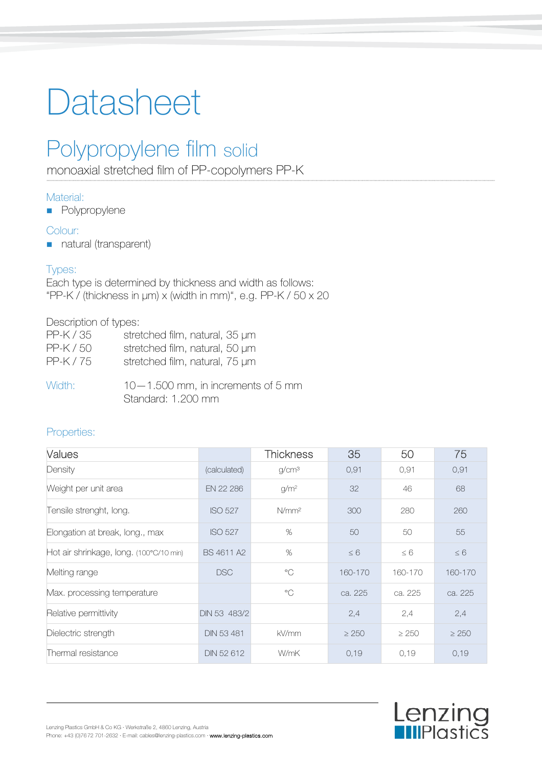# Datasheet

## Polypropylene film solid

monoaxial stretched film of PP-copolymers PP-K

### Material:

- Polypropylene

### Colour:

- natural (transparent)

### Types:

Each type is determined by thickness and width as follows:
"PP-K / (thickness in µm) x (width in mm)", e.g. PP-K / 50 x 20

Description of types:

| | |
|---|---|
| PP-K / 35 | stretched film, natural, 35 µm |
| PP-K / 50 | stretched film, natural, 50 µm |
| PP-K / 75 | stretched film, natural, 75 µm |

**Width:** 10—1.500 mm, in increments of 5 mm
Standard: 1.200 mm

### Properties:

| Values | | Thickness | 35 | 50 | 75 |
|---|---|---|---|---|---|
| Density | (calculated) | g/cm³ | 0,91 | 0,91 | 0,91 |
| Weight per unit area | EN 22 286 | g/m² | 32 | 46 | 68 |
| Tensile strenght, long. | ISO 527 | N/mm² | 300 | 280 | 260 |
| Elongation at break, long., max | ISO 527 | % | 50 | 50 | 55 |
| Hot air shrinkage, long. (100°C/10 min) | BS 4611 A2 | % | ≤ 6 | ≤ 6 | ≤ 6 |
| Melting range | DSC | °C | 160-170 | 160-170 | 160-170 |
| Max. processing temperature | | °C | ca. 225 | ca. 225 | ca. 225 |
| Relative permittivity | DIN 53 483/2 | | 2,4 | 2,4 | 2,4 |
| Dielectric strength | DIN 53 481 | kV/mm | ≥ 250 | ≥ 250 | ≥ 250 |
| Thermal resistance | DIN 52 612 | W/mK | 0,19 | 0,19 | 0,19 |

Lenzing Plastics GmbH & Co KG · Werkstraße 2, 4860 Lenzing, Austria
Phone: +43 (0)7672 701-2632 · E-mail: cables@lenzing-plastics.com · www.lenzing-plastics.com

Lenzing Plastics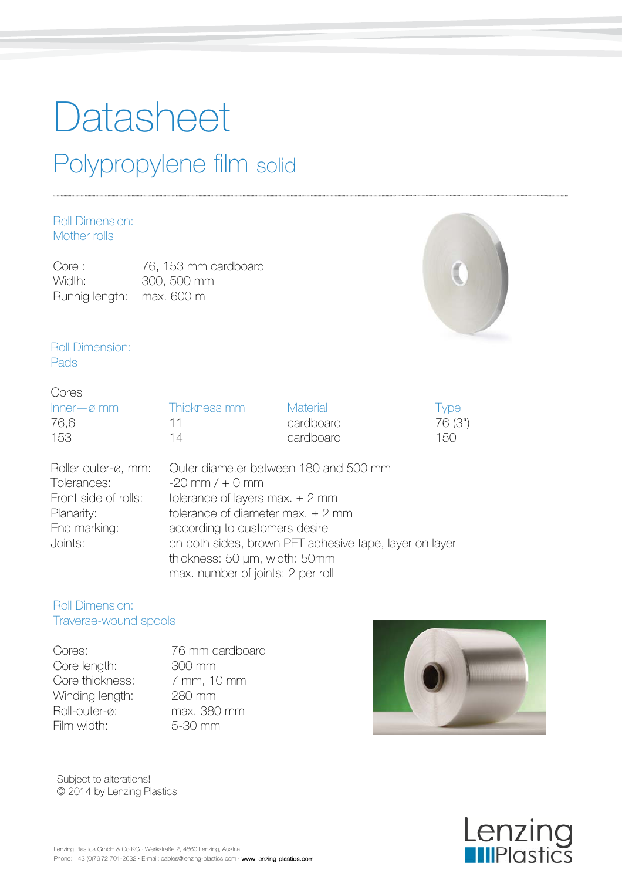# Datasheet

## Polypropylene film solid

### Roll Dimension: Mother rolls

Core : 76, 153 mm cardboard
Width: 300, 500 mm
Runnig length: max. 600 m

### Roll Dimension: Pads

Cores

| Inner—ø mm | Thickness mm | Material | Type |
|---|---|---|---|
| 76,6 | 11 | cardboard | 76 (3") |
| 153 | 14 | cardboard | 150 |

| | |
|---|---|
| Roller outer-ø, mm: | Outer diameter between 180 and 500 mm |
| Tolerances: | -20 mm / + 0 mm |
| Front side of rolls: | tolerance of layers max. ± 2 mm |
| Planarity: | tolerance of diameter max. ± 2 mm |
| End marking: | according to customers desire |
| Joints: | on both sides, brown PET adhesive tape, layer on layer<br>thickness: 50 µm, width: 50mm<br>max. number of joints: 2 per roll |

### Roll Dimension: Traverse-wound spools

| | |
|---|---|
| Cores: | 76 mm cardboard |
| Core length: | 300 mm |
| Core thickness: | 7 mm, 10 mm |
| Winding length: | 280 mm |
| Roll-outer-ø: | max. 380 mm |
| Film width: | 5-30 mm |

Subject to alterations!
© 2014 by Lenzing Plastics

Lenzing Plastics GmbH & Co KG · Werkstraße 2, 4860 Lenzing, Austria
Phone: +43 (0)7672 701-2632 · E-mail: cables@lenzing-plastics.com · www.lenzing-plastics.com